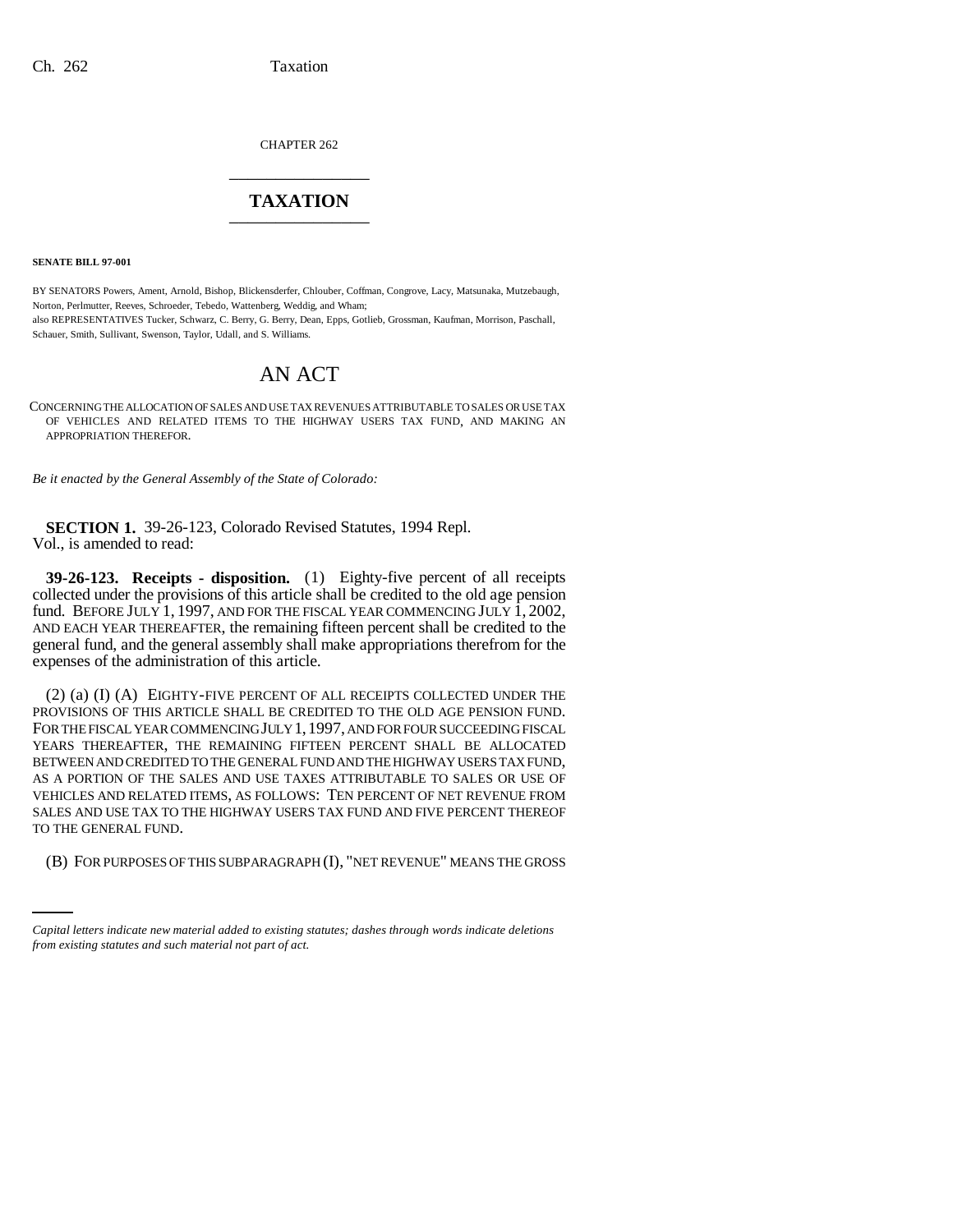CHAPTER 262

# TAXATION

**SENATE BILL 97-001**

BY SENATORS Powers, Ament, Arnold, Bishop, Blickensderfer, Chlouber, Coffman, Congrove, Lacy, Matsunaka, Mutzebaugh, Norton, Perlmutter, Reeves, Schroeder, Tebedo, Wattenberg, Weddig, and Wham;
also REPRESENTATIVES Tucker, Schwarz, C. Berry, G. Berry, Dean, Epps, Gotlieb, Grossman, Kaufman, Morrison, Paschall, Schauer, Smith, Sullivant, Swenson, Taylor, Udall, and S. Williams.

## AN ACT

CONCERNING THE ALLOCATION OF SALES AND USE TAX REVENUES ATTRIBUTABLE TO SALES OR USE TAX OF VEHICLES AND RELATED ITEMS TO THE HIGHWAY USERS TAX FUND, AND MAKING AN APPROPRIATION THEREFOR.

*Be it enacted by the General Assembly of the State of Colorado:*

**SECTION 1.** 39-26-123, Colorado Revised Statutes, 1994 Repl. Vol., is amended to read:

**39-26-123. Receipts - disposition.** (1) Eighty-five percent of all receipts collected under the provisions of this article shall be credited to the old age pension fund. BEFORE JULY 1, 1997, AND FOR THE FISCAL YEAR COMMENCING JULY 1, 2002, AND EACH YEAR THEREAFTER, the remaining fifteen percent shall be credited to the general fund, and the general assembly shall make appropriations therefrom for the expenses of the administration of this article.

(2) (a) (I) (A) EIGHTY-FIVE PERCENT OF ALL RECEIPTS COLLECTED UNDER THE PROVISIONS OF THIS ARTICLE SHALL BE CREDITED TO THE OLD AGE PENSION FUND. FOR THE FISCAL YEAR COMMENCING JULY 1, 1997, AND FOR FOUR SUCCEEDING FISCAL YEARS THEREAFTER, THE REMAINING FIFTEEN PERCENT SHALL BE ALLOCATED BETWEEN AND CREDITED TO THE GENERAL FUND AND THE HIGHWAY USERS TAX FUND, AS A PORTION OF THE SALES AND USE TAXES ATTRIBUTABLE TO SALES OR USE OF VEHICLES AND RELATED ITEMS, AS FOLLOWS: TEN PERCENT OF NET REVENUE FROM SALES AND USE TAX TO THE HIGHWAY USERS TAX FUND AND FIVE PERCENT THEREOF TO THE GENERAL FUND.

(B) FOR PURPOSES OF THIS SUBPARAGRAPH (I), "NET REVENUE" MEANS THE GROSS

*Capital letters indicate new material added to existing statutes; dashes through words indicate deletions from existing statutes and such material not part of act.*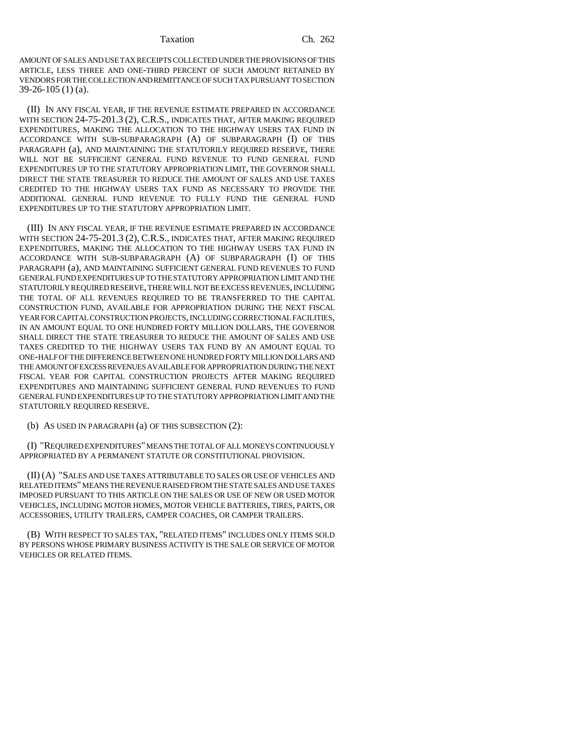AMOUNT OF SALES AND USE TAX RECEIPTS COLLECTED UNDER THE PROVISIONS OF THIS ARTICLE, LESS THREE AND ONE-THIRD PERCENT OF SUCH AMOUNT RETAINED BY VENDORS FOR THE COLLECTION AND REMITTANCE OF SUCH TAX PURSUANT TO SECTION 39-26-105 (1) (a).

(II) IN ANY FISCAL YEAR, IF THE REVENUE ESTIMATE PREPARED IN ACCORDANCE WITH SECTION 24-75-201.3 (2), C.R.S., INDICATES THAT, AFTER MAKING REQUIRED EXPENDITURES, MAKING THE ALLOCATION TO THE HIGHWAY USERS TAX FUND IN ACCORDANCE WITH SUB-SUBPARAGRAPH (A) OF SUBPARAGRAPH (I) OF THIS PARAGRAPH (a), AND MAINTAINING THE STATUTORILY REQUIRED RESERVE, THERE WILL NOT BE SUFFICIENT GENERAL FUND REVENUE TO FUND GENERAL FUND EXPENDITURES UP TO THE STATUTORY APPROPRIATION LIMIT, THE GOVERNOR SHALL DIRECT THE STATE TREASURER TO REDUCE THE AMOUNT OF SALES AND USE TAXES CREDITED TO THE HIGHWAY USERS TAX FUND AS NECESSARY TO PROVIDE THE ADDITIONAL GENERAL FUND REVENUE TO FULLY FUND THE GENERAL FUND EXPENDITURES UP TO THE STATUTORY APPROPRIATION LIMIT.

(III) IN ANY FISCAL YEAR, IF THE REVENUE ESTIMATE PREPARED IN ACCORDANCE WITH SECTION 24-75-201.3 (2), C.R.S., INDICATES THAT, AFTER MAKING REQUIRED EXPENDITURES, MAKING THE ALLOCATION TO THE HIGHWAY USERS TAX FUND IN ACCORDANCE WITH SUB-SUBPARAGRAPH (A) OF SUBPARAGRAPH (I) OF THIS PARAGRAPH (a), AND MAINTAINING SUFFICIENT GENERAL FUND REVENUES TO FUND GENERAL FUND EXPENDITURES UP TO THE STATUTORY APPROPRIATION LIMIT AND THE STATUTORILY REQUIRED RESERVE, THERE WILL NOT BE EXCESS REVENUES, INCLUDING THE TOTAL OF ALL REVENUES REQUIRED TO BE TRANSFERRED TO THE CAPITAL CONSTRUCTION FUND, AVAILABLE FOR APPROPRIATION DURING THE NEXT FISCAL YEAR FOR CAPITAL CONSTRUCTION PROJECTS, INCLUDING CORRECTIONAL FACILITIES, IN AN AMOUNT EQUAL TO ONE HUNDRED FORTY MILLION DOLLARS, THE GOVERNOR SHALL DIRECT THE STATE TREASURER TO REDUCE THE AMOUNT OF SALES AND USE TAXES CREDITED TO THE HIGHWAY USERS TAX FUND BY AN AMOUNT EQUAL TO ONE-HALF OF THE DIFFERENCE BETWEEN ONE HUNDRED FORTY MILLION DOLLARS AND THE AMOUNT OF EXCESS REVENUES AVAILABLE FOR APPROPRIATION DURING THE NEXT FISCAL YEAR FOR CAPITAL CONSTRUCTION PROJECTS AFTER MAKING REQUIRED EXPENDITURES AND MAINTAINING SUFFICIENT GENERAL FUND REVENUES TO FUND GENERAL FUND EXPENDITURES UP TO THE STATUTORY APPROPRIATION LIMIT AND THE STATUTORILY REQUIRED RESERVE.

(b) AS USED IN PARAGRAPH (a) OF THIS SUBSECTION (2):

(I) "REQUIRED EXPENDITURES" MEANS THE TOTAL OF ALL MONEYS CONTINUOUSLY APPROPRIATED BY A PERMANENT STATUTE OR CONSTITUTIONAL PROVISION.

(II) (A) "SALES AND USE TAXES ATTRIBUTABLE TO SALES OR USE OF VEHICLES AND RELATED ITEMS" MEANS THE REVENUE RAISED FROM THE STATE SALES AND USE TAXES IMPOSED PURSUANT TO THIS ARTICLE ON THE SALES OR USE OF NEW OR USED MOTOR VEHICLES, INCLUDING MOTOR HOMES, MOTOR VEHICLE BATTERIES, TIRES, PARTS, OR ACCESSORIES, UTILITY TRAILERS, CAMPER COACHES, OR CAMPER TRAILERS.

(B) WITH RESPECT TO SALES TAX, "RELATED ITEMS" INCLUDES ONLY ITEMS SOLD BY PERSONS WHOSE PRIMARY BUSINESS ACTIVITY IS THE SALE OR SERVICE OF MOTOR VEHICLES OR RELATED ITEMS.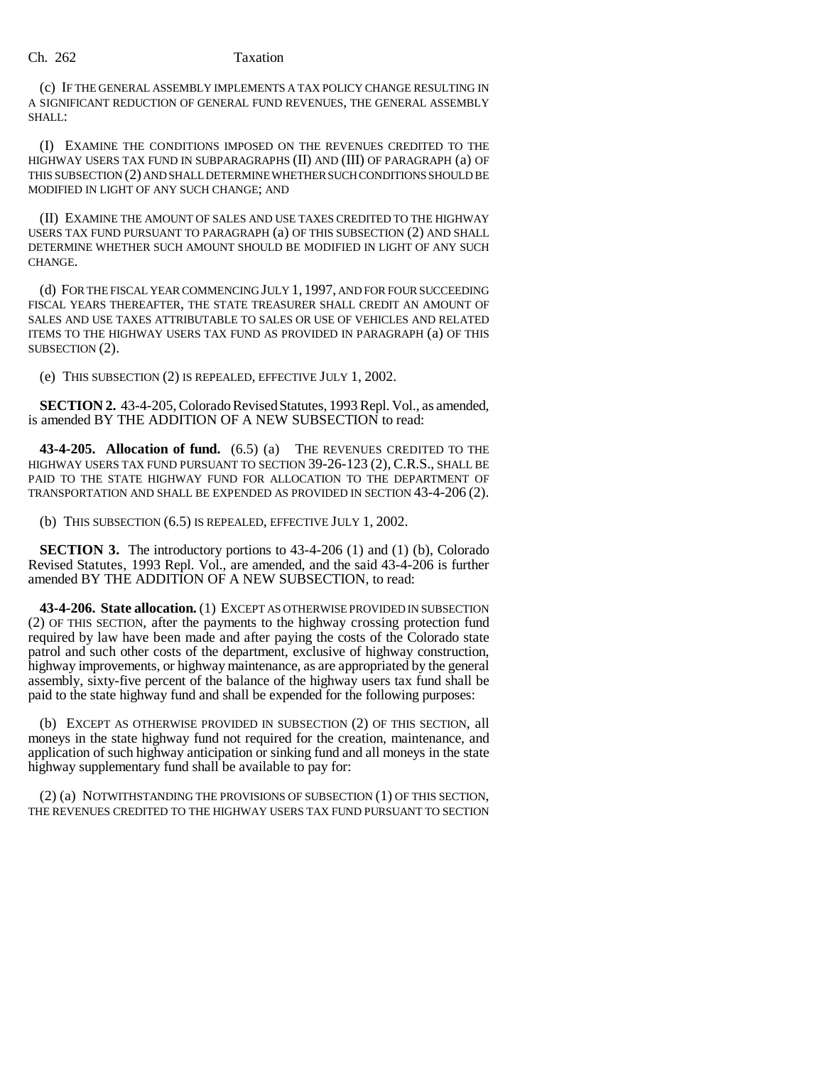(c) IF THE GENERAL ASSEMBLY IMPLEMENTS A TAX POLICY CHANGE RESULTING IN A SIGNIFICANT REDUCTION OF GENERAL FUND REVENUES, THE GENERAL ASSEMBLY SHALL:

(I) EXAMINE THE CONDITIONS IMPOSED ON THE REVENUES CREDITED TO THE HIGHWAY USERS TAX FUND IN SUBPARAGRAPHS (II) AND (III) OF PARAGRAPH (a) OF THIS SUBSECTION (2) AND SHALL DETERMINE WHETHER SUCH CONDITIONS SHOULD BE MODIFIED IN LIGHT OF ANY SUCH CHANGE; AND

(II) EXAMINE THE AMOUNT OF SALES AND USE TAXES CREDITED TO THE HIGHWAY USERS TAX FUND PURSUANT TO PARAGRAPH (a) OF THIS SUBSECTION (2) AND SHALL DETERMINE WHETHER SUCH AMOUNT SHOULD BE MODIFIED IN LIGHT OF ANY SUCH CHANGE.

(d) FOR THE FISCAL YEAR COMMENCING JULY 1, 1997, AND FOR FOUR SUCCEEDING FISCAL YEARS THEREAFTER, THE STATE TREASURER SHALL CREDIT AN AMOUNT OF SALES AND USE TAXES ATTRIBUTABLE TO SALES OR USE OF VEHICLES AND RELATED ITEMS TO THE HIGHWAY USERS TAX FUND AS PROVIDED IN PARAGRAPH (a) OF THIS SUBSECTION (2).

(e) THIS SUBSECTION (2) IS REPEALED, EFFECTIVE JULY 1, 2002.

**SECTION 2.** 43-4-205, Colorado Revised Statutes, 1993 Repl. Vol., as amended, is amended BY THE ADDITION OF A NEW SUBSECTION to read:

**43-4-205. Allocation of fund.** (6.5) (a) THE REVENUES CREDITED TO THE HIGHWAY USERS TAX FUND PURSUANT TO SECTION 39-26-123 (2), C.R.S., SHALL BE PAID TO THE STATE HIGHWAY FUND FOR ALLOCATION TO THE DEPARTMENT OF TRANSPORTATION AND SHALL BE EXPENDED AS PROVIDED IN SECTION 43-4-206 (2).

(b) THIS SUBSECTION (6.5) IS REPEALED, EFFECTIVE JULY 1, 2002.

**SECTION 3.** The introductory portions to 43-4-206 (1) and (1) (b), Colorado Revised Statutes, 1993 Repl. Vol., are amended, and the said 43-4-206 is further amended BY THE ADDITION OF A NEW SUBSECTION, to read:

**43-4-206. State allocation.** (1) EXCEPT AS OTHERWISE PROVIDED IN SUBSECTION (2) OF THIS SECTION, after the payments to the highway crossing protection fund required by law have been made and after paying the costs of the Colorado state patrol and such other costs of the department, exclusive of highway construction, highway improvements, or highway maintenance, as are appropriated by the general assembly, sixty-five percent of the balance of the highway users tax fund shall be paid to the state highway fund and shall be expended for the following purposes:

(b) EXCEPT AS OTHERWISE PROVIDED IN SUBSECTION (2) OF THIS SECTION, all moneys in the state highway fund not required for the creation, maintenance, and application of such highway anticipation or sinking fund and all moneys in the state highway supplementary fund shall be available to pay for:

(2) (a) NOTWITHSTANDING THE PROVISIONS OF SUBSECTION (1) OF THIS SECTION, THE REVENUES CREDITED TO THE HIGHWAY USERS TAX FUND PURSUANT TO SECTION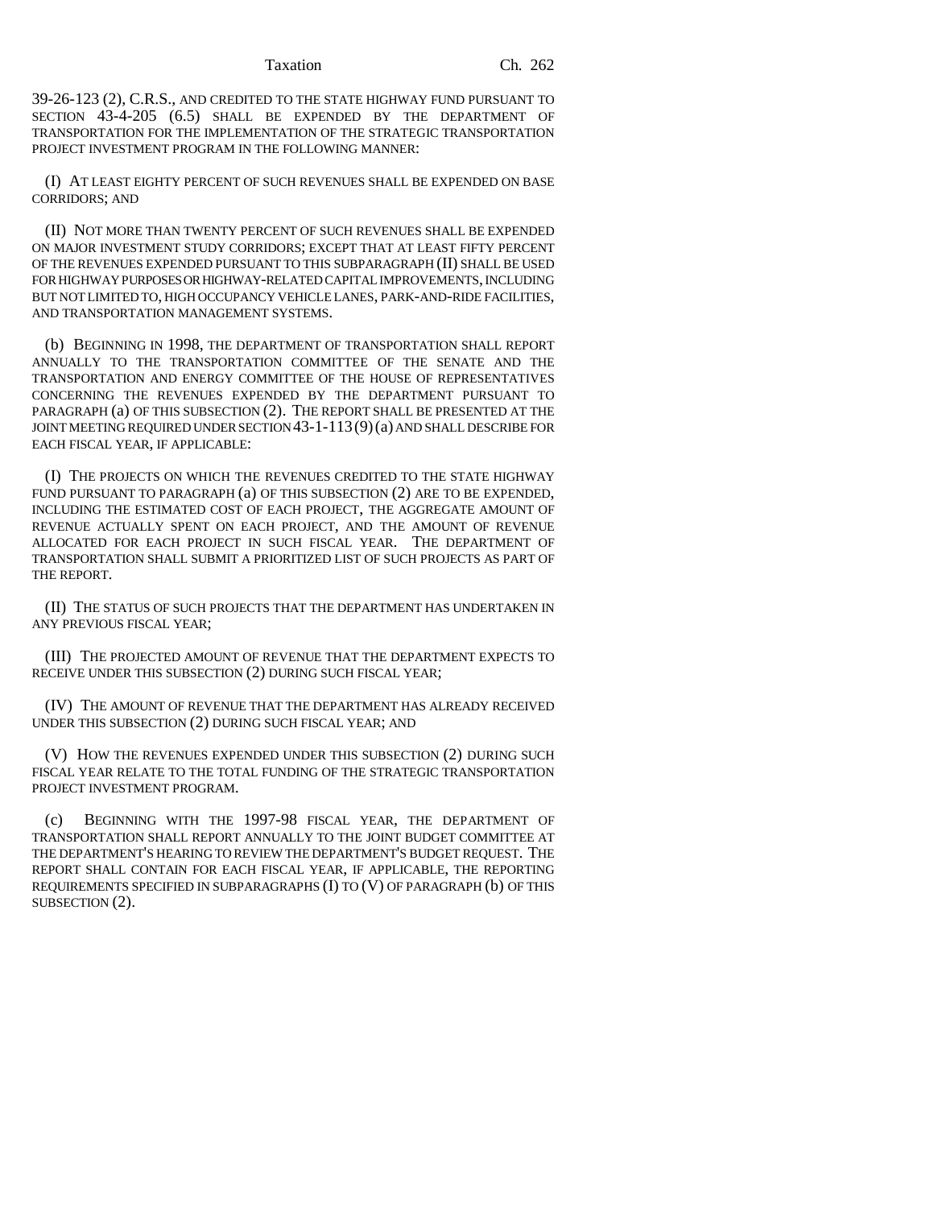39-26-123 (2), C.R.S., AND CREDITED TO THE STATE HIGHWAY FUND PURSUANT TO SECTION 43-4-205 (6.5) SHALL BE EXPENDED BY THE DEPARTMENT OF TRANSPORTATION FOR THE IMPLEMENTATION OF THE STRATEGIC TRANSPORTATION PROJECT INVESTMENT PROGRAM IN THE FOLLOWING MANNER:

(I) AT LEAST EIGHTY PERCENT OF SUCH REVENUES SHALL BE EXPENDED ON BASE CORRIDORS; AND

(II) NOT MORE THAN TWENTY PERCENT OF SUCH REVENUES SHALL BE EXPENDED ON MAJOR INVESTMENT STUDY CORRIDORS; EXCEPT THAT AT LEAST FIFTY PERCENT OF THE REVENUES EXPENDED PURSUANT TO THIS SUBPARAGRAPH (II) SHALL BE USED FOR HIGHWAY PURPOSES OR HIGHWAY-RELATED CAPITAL IMPROVEMENTS, INCLUDING BUT NOT LIMITED TO, HIGH OCCUPANCY VEHICLE LANES, PARK-AND-RIDE FACILITIES, AND TRANSPORTATION MANAGEMENT SYSTEMS.

(b) BEGINNING IN 1998, THE DEPARTMENT OF TRANSPORTATION SHALL REPORT ANNUALLY TO THE TRANSPORTATION COMMITTEE OF THE SENATE AND THE TRANSPORTATION AND ENERGY COMMITTEE OF THE HOUSE OF REPRESENTATIVES CONCERNING THE REVENUES EXPENDED BY THE DEPARTMENT PURSUANT TO PARAGRAPH (a) OF THIS SUBSECTION (2). THE REPORT SHALL BE PRESENTED AT THE JOINT MEETING REQUIRED UNDER SECTION 43-1-113 (9) (a) AND SHALL DESCRIBE FOR EACH FISCAL YEAR, IF APPLICABLE:

(I) THE PROJECTS ON WHICH THE REVENUES CREDITED TO THE STATE HIGHWAY FUND PURSUANT TO PARAGRAPH (a) OF THIS SUBSECTION (2) ARE TO BE EXPENDED, INCLUDING THE ESTIMATED COST OF EACH PROJECT, THE AGGREGATE AMOUNT OF REVENUE ACTUALLY SPENT ON EACH PROJECT, AND THE AMOUNT OF REVENUE ALLOCATED FOR EACH PROJECT IN SUCH FISCAL YEAR. THE DEPARTMENT OF TRANSPORTATION SHALL SUBMIT A PRIORITIZED LIST OF SUCH PROJECTS AS PART OF THE REPORT.

(II) THE STATUS OF SUCH PROJECTS THAT THE DEPARTMENT HAS UNDERTAKEN IN ANY PREVIOUS FISCAL YEAR;

(III) THE PROJECTED AMOUNT OF REVENUE THAT THE DEPARTMENT EXPECTS TO RECEIVE UNDER THIS SUBSECTION (2) DURING SUCH FISCAL YEAR;

(IV) THE AMOUNT OF REVENUE THAT THE DEPARTMENT HAS ALREADY RECEIVED UNDER THIS SUBSECTION (2) DURING SUCH FISCAL YEAR; AND

(V) HOW THE REVENUES EXPENDED UNDER THIS SUBSECTION (2) DURING SUCH FISCAL YEAR RELATE TO THE TOTAL FUNDING OF THE STRATEGIC TRANSPORTATION PROJECT INVESTMENT PROGRAM.

(c) BEGINNING WITH THE 1997-98 FISCAL YEAR, THE DEPARTMENT OF TRANSPORTATION SHALL REPORT ANNUALLY TO THE JOINT BUDGET COMMITTEE AT THE DEPARTMENT'S HEARING TO REVIEW THE DEPARTMENT'S BUDGET REQUEST. THE REPORT SHALL CONTAIN FOR EACH FISCAL YEAR, IF APPLICABLE, THE REPORTING REQUIREMENTS SPECIFIED IN SUBPARAGRAPHS (I) TO (V) OF PARAGRAPH (b) OF THIS SUBSECTION (2).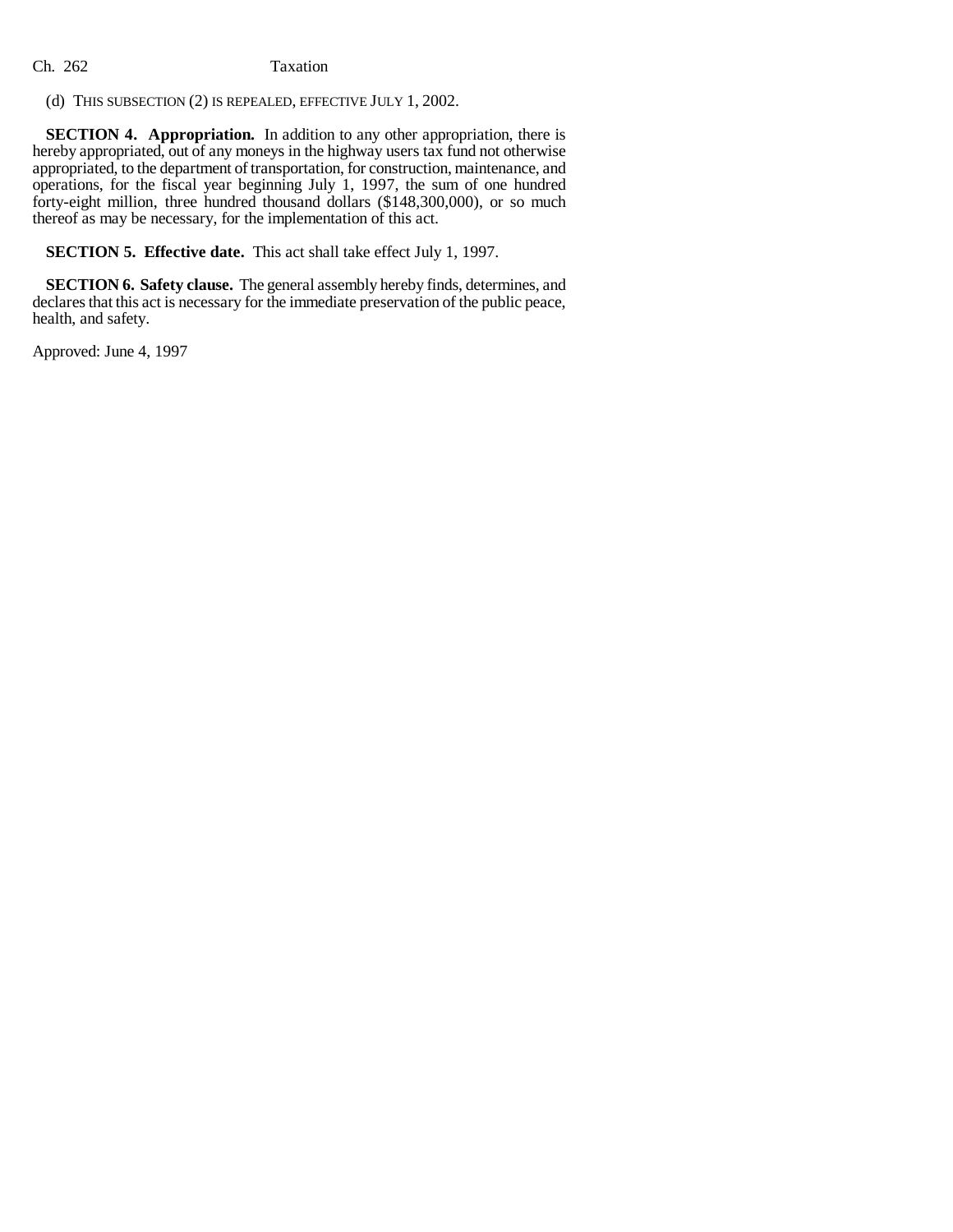(d) THIS SUBSECTION (2) IS REPEALED, EFFECTIVE JULY 1, 2002.

**SECTION 4. Appropriation.** In addition to any other appropriation, there is hereby appropriated, out of any moneys in the highway users tax fund not otherwise appropriated, to the department of transportation, for construction, maintenance, and operations, for the fiscal year beginning July 1, 1997, the sum of one hundred forty-eight million, three hundred thousand dollars ($148,300,000), or so much thereof as may be necessary, for the implementation of this act.

**SECTION 5. Effective date.** This act shall take effect July 1, 1997.

**SECTION 6. Safety clause.** The general assembly hereby finds, determines, and declares that this act is necessary for the immediate preservation of the public peace, health, and safety.

Approved: June 4, 1997